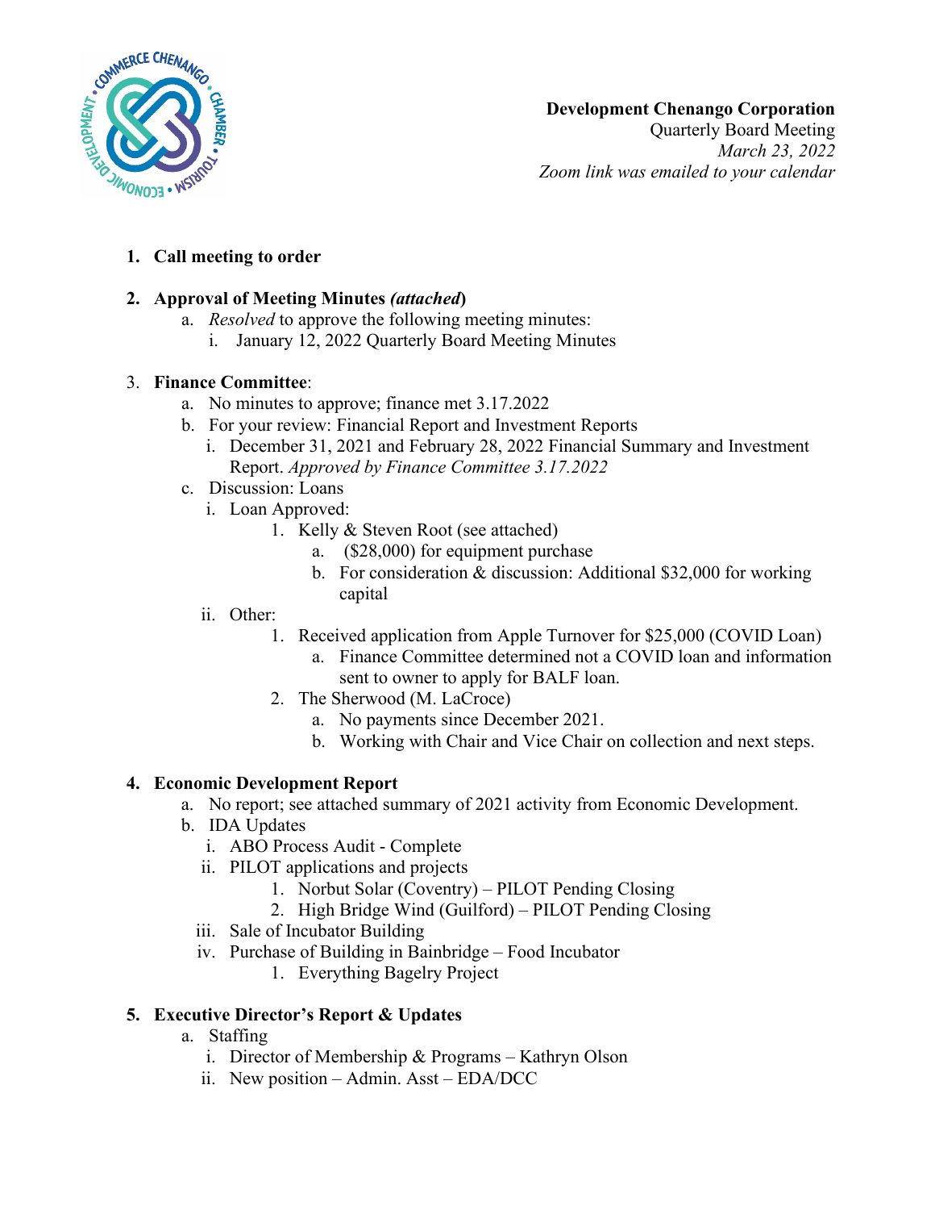**Development Chenango Corporation**
Quarterly Board Meeting
*March 23, 2022*
*Zoom link was emailed to your calendar*

1. **Call meeting to order**

2. **Approval of Meeting Minutes *(attached*)**
   a. *Resolved* to approve the following meeting minutes:
      i. January 12, 2022 Quarterly Board Meeting Minutes

3. **Finance Committee**:
   a. No minutes to approve; finance met 3.17.2022
   b. For your review: Financial Report and Investment Reports
      i. December 31, 2021 and February 28, 2022 Financial Summary and Investment Report. *Approved by Finance Committee 3.17.2022*
   c. Discussion: Loans
      i. Loan Approved:
         1. Kelly & Steven Root (see attached)
            a. ($28,000) for equipment purchase
            b. For consideration & discussion: Additional $32,000 for working capital
      ii. Other:
         1. Received application from Apple Turnover for $25,000 (COVID Loan)
            a. Finance Committee determined not a COVID loan and information sent to owner to apply for BALF loan.
         2. The Sherwood (M. LaCroce)
            a. No payments since December 2021.
            b. Working with Chair and Vice Chair on collection and next steps.

4. **Economic Development Report**
   a. No report; see attached summary of 2021 activity from Economic Development.
   b. IDA Updates
      i. ABO Process Audit - Complete
      ii. PILOT applications and projects
         1. Norbut Solar (Coventry) – PILOT Pending Closing
         2. High Bridge Wind (Guilford) – PILOT Pending Closing
      iii. Sale of Incubator Building
      iv. Purchase of Building in Bainbridge – Food Incubator
         1. Everything Bagelry Project

5. **Executive Director's Report & Updates**
   a. Staffing
      i. Director of Membership & Programs – Kathryn Olson
      ii. New position – Admin. Asst – EDA/DCC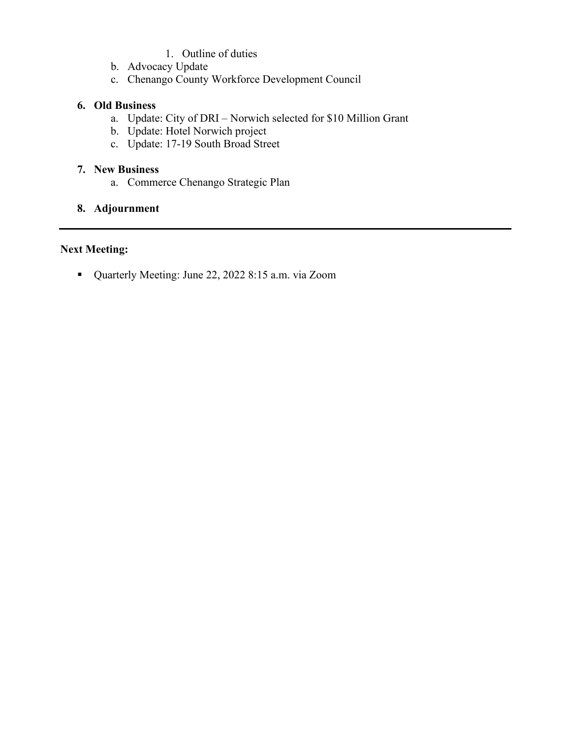1. Outline of duties

b. Advocacy Update

c. Chenango County Workforce Development Council

**6. Old Business**

a. Update: City of DRI – Norwich selected for $10 Million Grant

b. Update: Hotel Norwich project

c. Update: 17-19 South Broad Street

**7. New Business**

a. Commerce Chenango Strategic Plan

**8. Adjournment**

---

**Next Meeting:**

- Quarterly Meeting: June 22, 2022 8:15 a.m. via Zoom